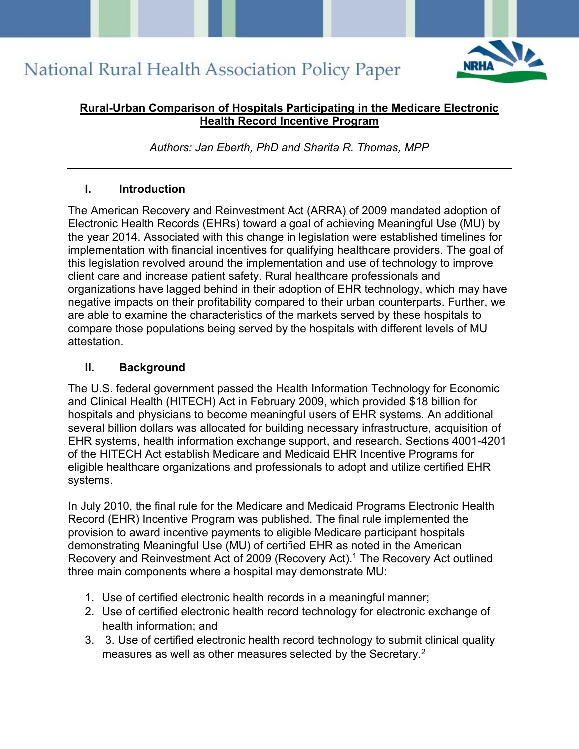National Rural Health Association Policy Paper

# Rural-Urban Comparison of Hospitals Participating in the Medicare Electronic Health Record Incentive Program

*Authors: Jan Eberth, PhD and Sharita R. Thomas, MPP*

---

## I. Introduction

The American Recovery and Reinvestment Act (ARRA) of 2009 mandated adoption of Electronic Health Records (EHRs) toward a goal of achieving Meaningful Use (MU) by the year 2014. Associated with this change in legislation were established timelines for implementation with financial incentives for qualifying healthcare providers. The goal of this legislation revolved around the implementation and use of technology to improve client care and increase patient safety. Rural healthcare professionals and organizations have lagged behind in their adoption of EHR technology, which may have negative impacts on their profitability compared to their urban counterparts. Further, we are able to examine the characteristics of the markets served by these hospitals to compare those populations being served by the hospitals with different levels of MU attestation.

## II. Background

The U.S. federal government passed the Health Information Technology for Economic and Clinical Health (HITECH) Act in February 2009, which provided $18 billion for hospitals and physicians to become meaningful users of EHR systems. An additional several billion dollars was allocated for building necessary infrastructure, acquisition of EHR systems, health information exchange support, and research. Sections 4001-4201 of the HITECH Act establish Medicare and Medicaid EHR Incentive Programs for eligible healthcare organizations and professionals to adopt and utilize certified EHR systems.

In July 2010, the final rule for the Medicare and Medicaid Programs Electronic Health Record (EHR) Incentive Program was published. The final rule implemented the provision to award incentive payments to eligible Medicare participant hospitals demonstrating Meaningful Use (MU) of certified EHR as noted in the American Recovery and Reinvestment Act of 2009 (Recovery Act).[1] The Recovery Act outlined three main components where a hospital may demonstrate MU:

1. Use of certified electronic health records in a meaningful manner;
2. Use of certified electronic health record technology for electronic exchange of health information; and
3. 3. Use of certified electronic health record technology to submit clinical quality measures as well as other measures selected by the Secretary.[2]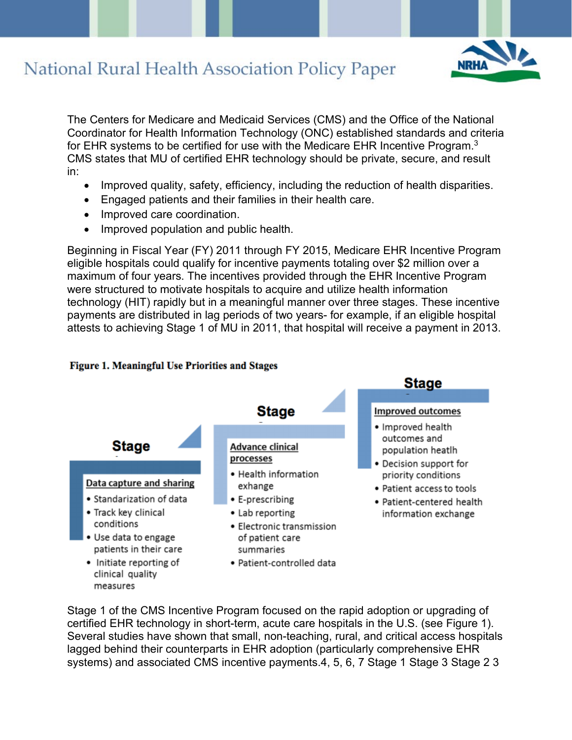The Centers for Medicare and Medicaid Services (CMS) and the Office of the National Coordinator for Health Information Technology (ONC) established standards and criteria for EHR systems to be certified for use with the Medicare EHR Incentive Program.[3] CMS states that MU of certified EHR technology should be private, secure, and result in:

- Improved quality, safety, efficiency, including the reduction of health disparities.
- Engaged patients and their families in their health care.
- Improved care coordination.
- Improved population and public health.

Beginning in Fiscal Year (FY) 2011 through FY 2015, Medicare EHR Incentive Program eligible hospitals could qualify for incentive payments totaling over $2 million over a maximum of four years. The incentives provided through the EHR Incentive Program were structured to motivate hospitals to acquire and utilize health information technology (HIT) rapidly but in a meaningful manner over three stages. These incentive payments are distributed in lag periods of two years- for example, if an eligible hospital attests to achieving Stage 1 of MU in 2011, that hospital will receive a payment in 2013.

**Figure 1. Meaningful Use Priorities and Stages**

**Stage**

**Data capture and sharing**

- Standarization of data
- Track key clinical conditions
- Use data to engage patients in their care
- Initiate reporting of clinical quality measures

**Stage**

**Advance clinical processes**

- Health information exhange
- E-prescribing
- Lab reporting
- Electronic transmission of patient care summaries
- Patient-controlled data

**Stage**

**Improved outcomes**

- Improved health outcomes and population heatlh
- Decision support for priority conditions
- Patient access to tools
- Patient-centered health information exchange

Stage 1 of the CMS Incentive Program focused on the rapid adoption or upgrading of certified EHR technology in short-term, acute care hospitals in the U.S. (see Figure 1). Several studies have shown that small, non-teaching, rural, and critical access hospitals lagged behind their counterparts in EHR adoption (particularly comprehensive EHR systems) and associated CMS incentive payments.4, 5, 6, 7 Stage 1 Stage 3 Stage 2 3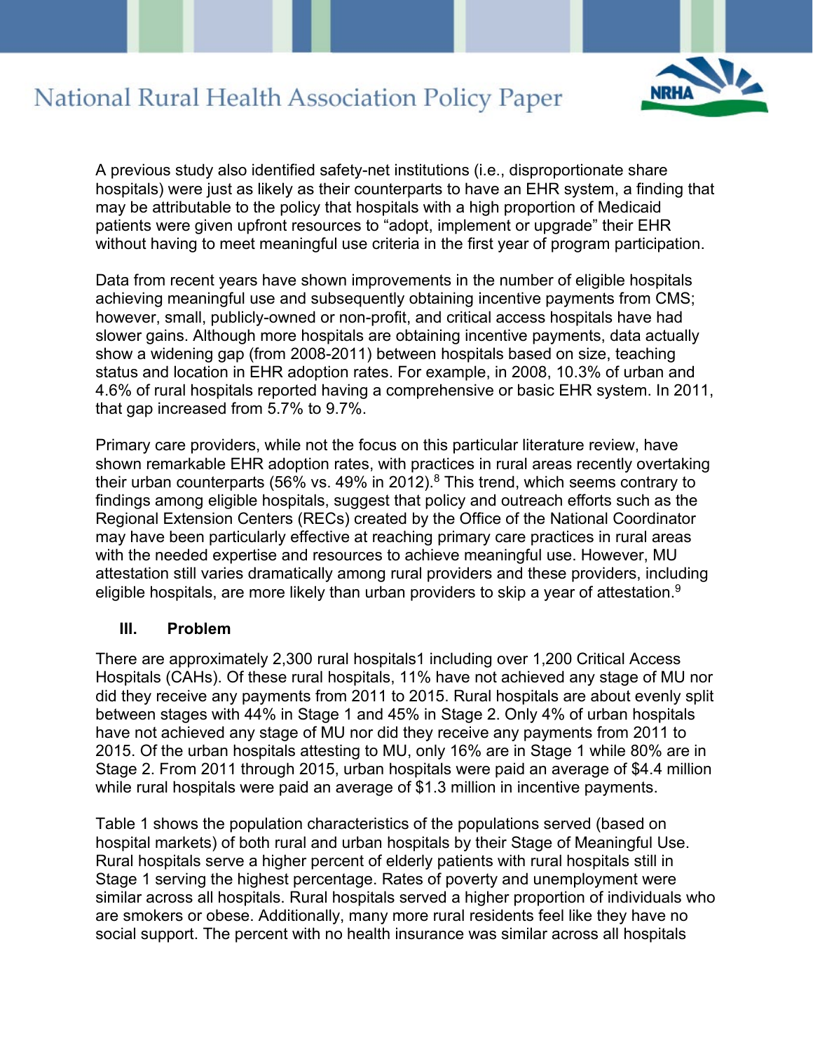A previous study also identified safety-net institutions (i.e., disproportionate share hospitals) were just as likely as their counterparts to have an EHR system, a finding that may be attributable to the policy that hospitals with a high proportion of Medicaid patients were given upfront resources to "adopt, implement or upgrade" their EHR without having to meet meaningful use criteria in the first year of program participation.

Data from recent years have shown improvements in the number of eligible hospitals achieving meaningful use and subsequently obtaining incentive payments from CMS; however, small, publicly-owned or non-profit, and critical access hospitals have had slower gains. Although more hospitals are obtaining incentive payments, data actually show a widening gap (from 2008-2011) between hospitals based on size, teaching status and location in EHR adoption rates. For example, in 2008, 10.3% of urban and 4.6% of rural hospitals reported having a comprehensive or basic EHR system. In 2011, that gap increased from 5.7% to 9.7%.

Primary care providers, while not the focus on this particular literature review, have shown remarkable EHR adoption rates, with practices in rural areas recently overtaking their urban counterparts (56% vs. 49% in 2012).[8] This trend, which seems contrary to findings among eligible hospitals, suggest that policy and outreach efforts such as the Regional Extension Centers (RECs) created by the Office of the National Coordinator may have been particularly effective at reaching primary care practices in rural areas with the needed expertise and resources to achieve meaningful use. However, MU attestation still varies dramatically among rural providers and these providers, including eligible hospitals, are more likely than urban providers to skip a year of attestation.[9]

## III. Problem

There are approximately 2,300 rural hospitals1 including over 1,200 Critical Access Hospitals (CAHs). Of these rural hospitals, 11% have not achieved any stage of MU nor did they receive any payments from 2011 to 2015. Rural hospitals are about evenly split between stages with 44% in Stage 1 and 45% in Stage 2. Only 4% of urban hospitals have not achieved any stage of MU nor did they receive any payments from 2011 to 2015. Of the urban hospitals attesting to MU, only 16% are in Stage 1 while 80% are in Stage 2. From 2011 through 2015, urban hospitals were paid an average of $4.4 million while rural hospitals were paid an average of $1.3 million in incentive payments.

Table 1 shows the population characteristics of the populations served (based on hospital markets) of both rural and urban hospitals by their Stage of Meaningful Use. Rural hospitals serve a higher percent of elderly patients with rural hospitals still in Stage 1 serving the highest percentage. Rates of poverty and unemployment were similar across all hospitals. Rural hospitals served a higher proportion of individuals who are smokers or obese. Additionally, many more rural residents feel like they have no social support. The percent with no health insurance was similar across all hospitals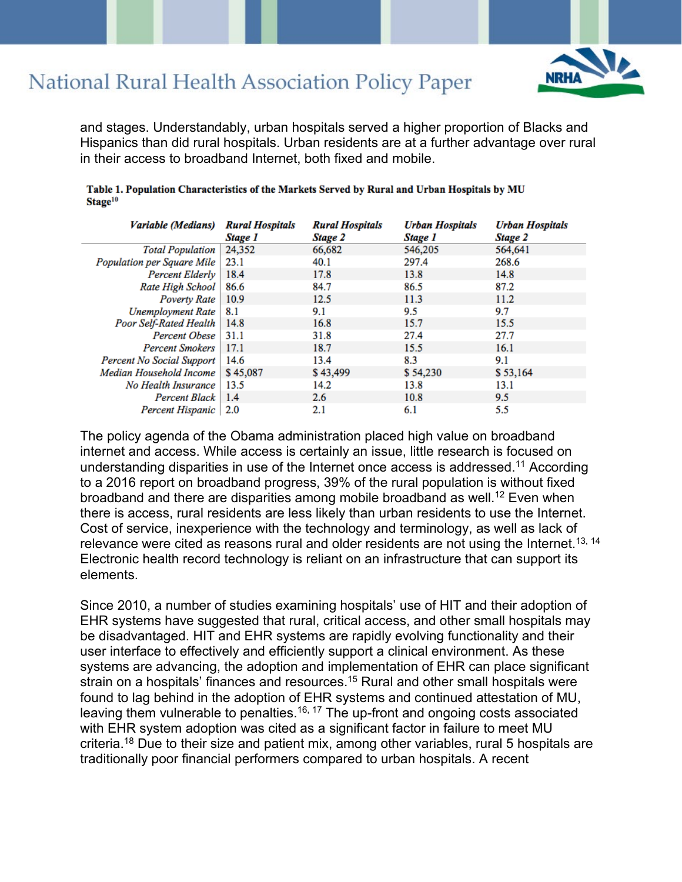and stages. Understandably, urban hospitals served a higher proportion of Blacks and Hispanics than did rural hospitals. Urban residents are at a further advantage over rural in their access to broadband Internet, both fixed and mobile.

**Table 1. Population Characteristics of the Markets Served by Rural and Urban Hospitals by MU Stage[10]**

| *Variable (Medians)* | *Rural Hospitals Stage 1* | *Rural Hospitals Stage 2* | *Urban Hospitals Stage 1* | *Urban Hospitals Stage 2* |
|---|---|---|---|---|
| *Total Population* | 24,352 | 66,682 | 546,205 | 564,641 |
| *Population per Square Mile* | 23.1 | 40.1 | 297.4 | 268.6 |
| *Percent Elderly* | 18.4 | 17.8 | 13.8 | 14.8 |
| *Rate High School* | 86.6 | 84.7 | 86.5 | 87.2 |
| *Poverty Rate* | 10.9 | 12.5 | 11.3 | 11.2 |
| *Unemployment Rate* | 8.1 | 9.1 | 9.5 | 9.7 |
| *Poor Self-Rated Health* | 14.8 | 16.8 | 15.7 | 15.5 |
| *Percent Obese* | 31.1 | 31.8 | 27.4 | 27.7 |
| *Percent Smokers* | 17.1 | 18.7 | 15.5 | 16.1 |
| *Percent No Social Support* | 14.6 | 13.4 | 8.3 | 9.1 |
| *Median Household Income* | $ 45,087 | $ 43,499 | $ 54,230 | $ 53,164 |
| *No Health Insurance* | 13.5 | 14.2 | 13.8 | 13.1 |
| *Percent Black* | 1.4 | 2.6 | 10.8 | 9.5 |
| *Percent Hispanic* | 2.0 | 2.1 | 6.1 | 5.5 |

The policy agenda of the Obama administration placed high value on broadband internet and access. While access is certainly an issue, little research is focused on understanding disparities in use of the Internet once access is addressed.[11] According to a 2016 report on broadband progress, 39% of the rural population is without fixed broadband and there are disparities among mobile broadband as well.[12] Even when there is access, rural residents are less likely than urban residents to use the Internet. Cost of service, inexperience with the technology and terminology, as well as lack of relevance were cited as reasons rural and older residents are not using the Internet.[13, 14] Electronic health record technology is reliant on an infrastructure that can support its elements.

Since 2010, a number of studies examining hospitals' use of HIT and their adoption of EHR systems have suggested that rural, critical access, and other small hospitals may be disadvantaged. HIT and EHR systems are rapidly evolving functionality and their user interface to effectively and efficiently support a clinical environment. As these systems are advancing, the adoption and implementation of EHR can place significant strain on a hospitals' finances and resources.[15] Rural and other small hospitals were found to lag behind in the adoption of EHR systems and continued attestation of MU, leaving them vulnerable to penalties.[16, 17] The up-front and ongoing costs associated with EHR system adoption was cited as a significant factor in failure to meet MU criteria.[18] Due to their size and patient mix, among other variables, rural 5 hospitals are traditionally poor financial performers compared to urban hospitals. A recent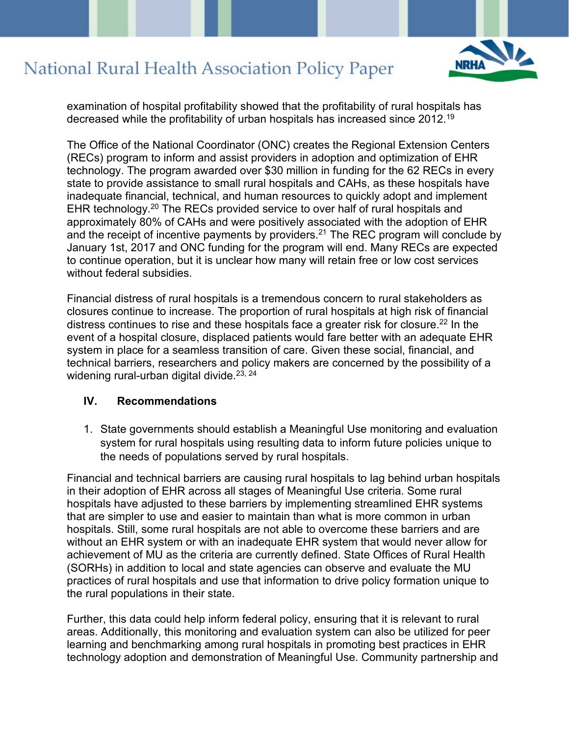examination of hospital profitability showed that the profitability of rural hospitals has decreased while the profitability of urban hospitals has increased since 2012.[19]

The Office of the National Coordinator (ONC) creates the Regional Extension Centers (RECs) program to inform and assist providers in adoption and optimization of EHR technology. The program awarded over $30 million in funding for the 62 RECs in every state to provide assistance to small rural hospitals and CAHs, as these hospitals have inadequate financial, technical, and human resources to quickly adopt and implement EHR technology.[20] The RECs provided service to over half of rural hospitals and approximately 80% of CAHs and were positively associated with the adoption of EHR and the receipt of incentive payments by providers.[21] The REC program will conclude by January 1st, 2017 and ONC funding for the program will end. Many RECs are expected to continue operation, but it is unclear how many will retain free or low cost services without federal subsidies.

Financial distress of rural hospitals is a tremendous concern to rural stakeholders as closures continue to increase. The proportion of rural hospitals at high risk of financial distress continues to rise and these hospitals face a greater risk for closure.[22] In the event of a hospital closure, displaced patients would fare better with an adequate EHR system in place for a seamless transition of care. Given these social, financial, and technical barriers, researchers and policy makers are concerned by the possibility of a widening rural-urban digital divide.[23, 24]

## IV. Recommendations

1. State governments should establish a Meaningful Use monitoring and evaluation system for rural hospitals using resulting data to inform future policies unique to the needs of populations served by rural hospitals.

Financial and technical barriers are causing rural hospitals to lag behind urban hospitals in their adoption of EHR across all stages of Meaningful Use criteria. Some rural hospitals have adjusted to these barriers by implementing streamlined EHR systems that are simpler to use and easier to maintain than what is more common in urban hospitals. Still, some rural hospitals are not able to overcome these barriers and are without an EHR system or with an inadequate EHR system that would never allow for achievement of MU as the criteria are currently defined. State Offices of Rural Health (SORHs) in addition to local and state agencies can observe and evaluate the MU practices of rural hospitals and use that information to drive policy formation unique to the rural populations in their state.

Further, this data could help inform federal policy, ensuring that it is relevant to rural areas. Additionally, this monitoring and evaluation system can also be utilized for peer learning and benchmarking among rural hospitals in promoting best practices in EHR technology adoption and demonstration of Meaningful Use. Community partnership and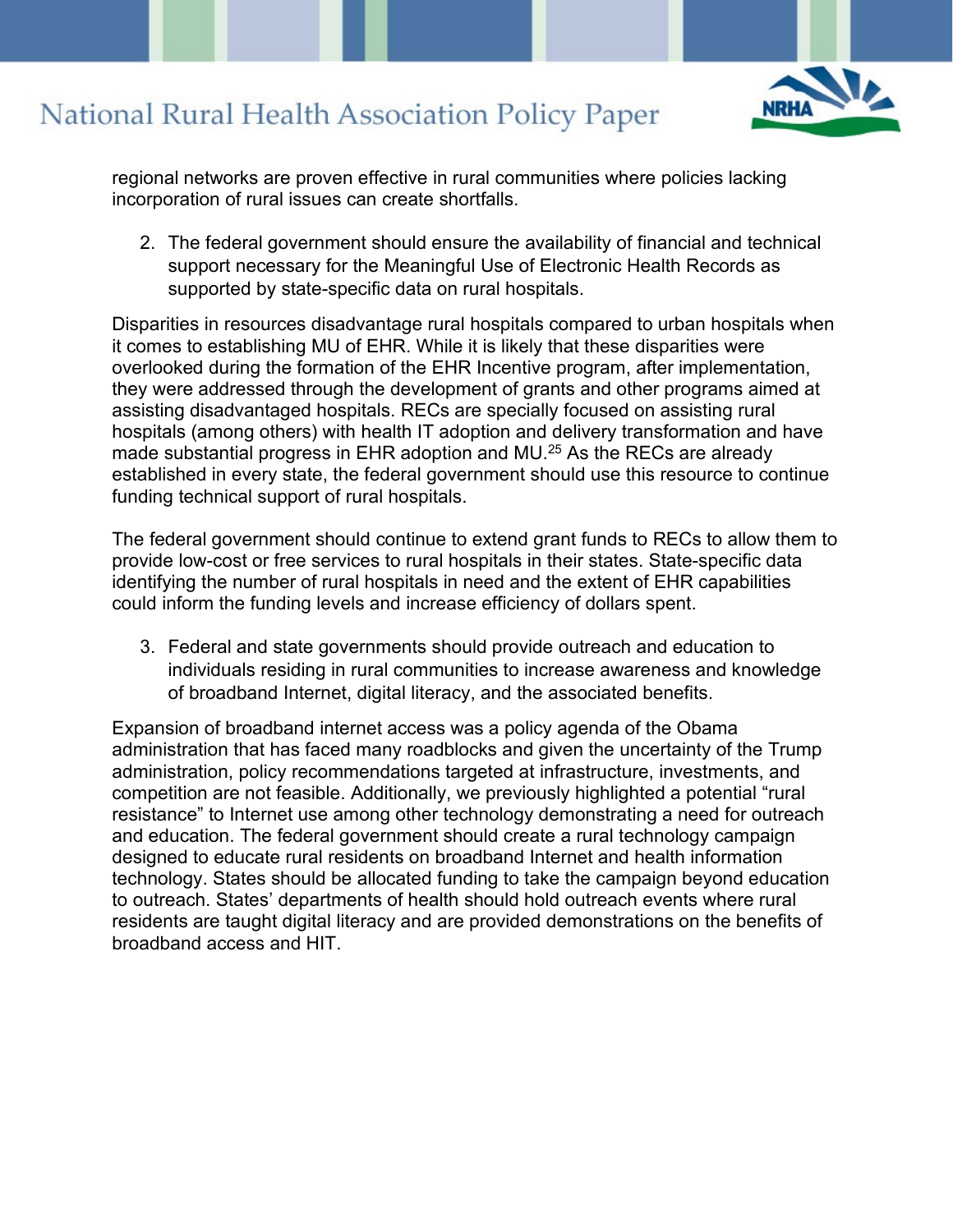regional networks are proven effective in rural communities where policies lacking incorporation of rural issues can create shortfalls.

2. The federal government should ensure the availability of financial and technical support necessary for the Meaningful Use of Electronic Health Records as supported by state-specific data on rural hospitals.

Disparities in resources disadvantage rural hospitals compared to urban hospitals when it comes to establishing MU of EHR. While it is likely that these disparities were overlooked during the formation of the EHR Incentive program, after implementation, they were addressed through the development of grants and other programs aimed at assisting disadvantaged hospitals. RECs are specially focused on assisting rural hospitals (among others) with health IT adoption and delivery transformation and have made substantial progress in EHR adoption and MU.[25] As the RECs are already established in every state, the federal government should use this resource to continue funding technical support of rural hospitals.

The federal government should continue to extend grant funds to RECs to allow them to provide low-cost or free services to rural hospitals in their states. State-specific data identifying the number of rural hospitals in need and the extent of EHR capabilities could inform the funding levels and increase efficiency of dollars spent.

3. Federal and state governments should provide outreach and education to individuals residing in rural communities to increase awareness and knowledge of broadband Internet, digital literacy, and the associated benefits.

Expansion of broadband internet access was a policy agenda of the Obama administration that has faced many roadblocks and given the uncertainty of the Trump administration, policy recommendations targeted at infrastructure, investments, and competition are not feasible. Additionally, we previously highlighted a potential "rural resistance" to Internet use among other technology demonstrating a need for outreach and education. The federal government should create a rural technology campaign designed to educate rural residents on broadband Internet and health information technology. States should be allocated funding to take the campaign beyond education to outreach. States' departments of health should hold outreach events where rural residents are taught digital literacy and are provided demonstrations on the benefits of broadband access and HIT.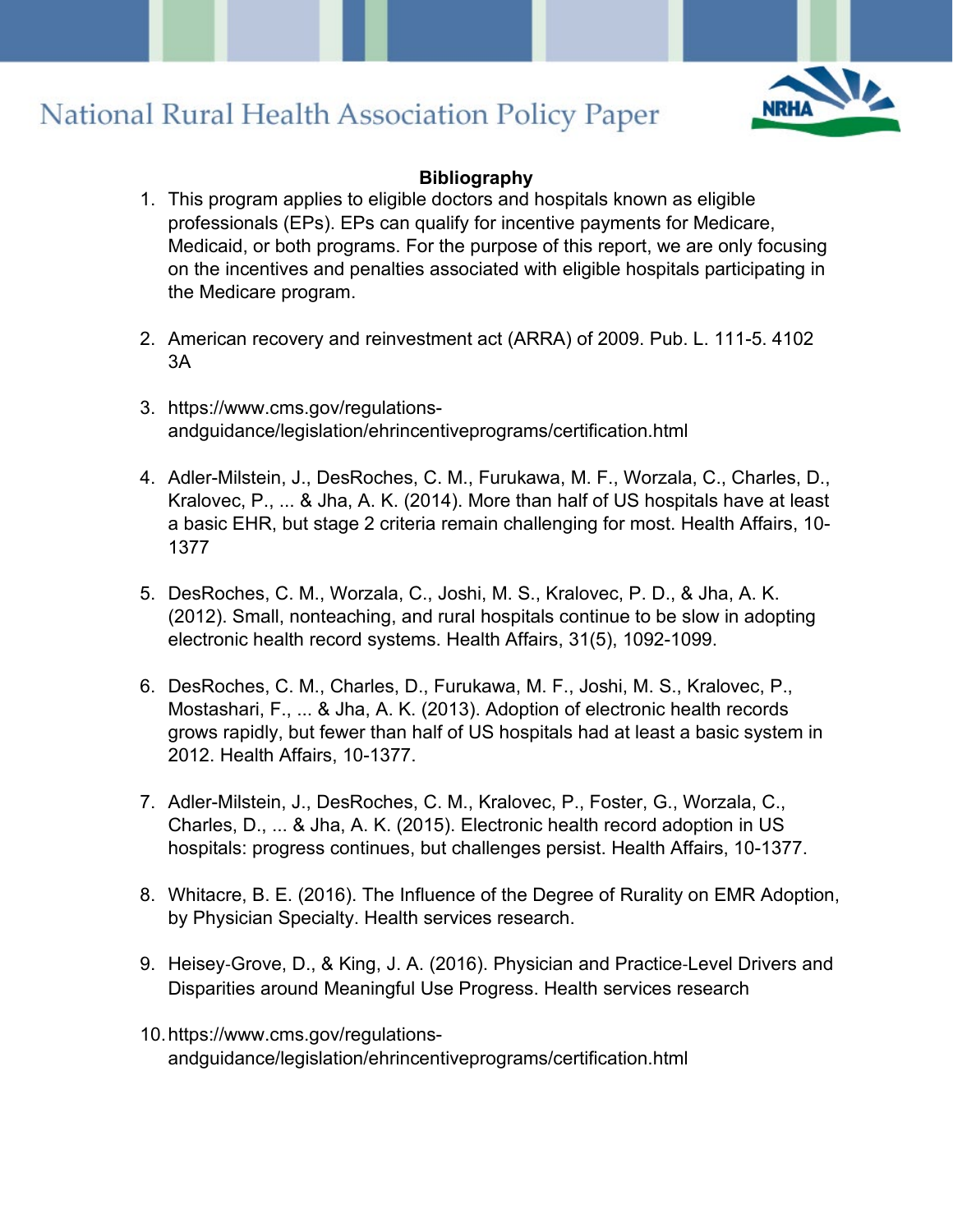## Bibliography

1. This program applies to eligible doctors and hospitals known as eligible professionals (EPs). EPs can qualify for incentive payments for Medicare, Medicaid, or both programs. For the purpose of this report, we are only focusing on the incentives and penalties associated with eligible hospitals participating in the Medicare program.

2. American recovery and reinvestment act (ARRA) of 2009. Pub. L. 111-5. 4102 3A

3. https://www.cms.gov/regulations-andguidance/legislation/ehrincentiveprograms/certification.html

4. Adler-Milstein, J., DesRoches, C. M., Furukawa, M. F., Worzala, C., Charles, D., Kralovec, P., ... & Jha, A. K. (2014). More than half of US hospitals have at least a basic EHR, but stage 2 criteria remain challenging for most. Health Affairs, 10-1377

5. DesRoches, C. M., Worzala, C., Joshi, M. S., Kralovec, P. D., & Jha, A. K. (2012). Small, nonteaching, and rural hospitals continue to be slow in adopting electronic health record systems. Health Affairs, 31(5), 1092-1099.

6. DesRoches, C. M., Charles, D., Furukawa, M. F., Joshi, M. S., Kralovec, P., Mostashari, F., ... & Jha, A. K. (2013). Adoption of electronic health records grows rapidly, but fewer than half of US hospitals had at least a basic system in 2012. Health Affairs, 10-1377.

7. Adler-Milstein, J., DesRoches, C. M., Kralovec, P., Foster, G., Worzala, C., Charles, D., ... & Jha, A. K. (2015). Electronic health record adoption in US hospitals: progress continues, but challenges persist. Health Affairs, 10-1377.

8. Whitacre, B. E. (2016). The Influence of the Degree of Rurality on EMR Adoption, by Physician Specialty. Health services research.

9. Heisey-Grove, D., & King, J. A. (2016). Physician and Practice-Level Drivers and Disparities around Meaningful Use Progress. Health services research

10. https://www.cms.gov/regulations-andguidance/legislation/ehrincentiveprograms/certification.html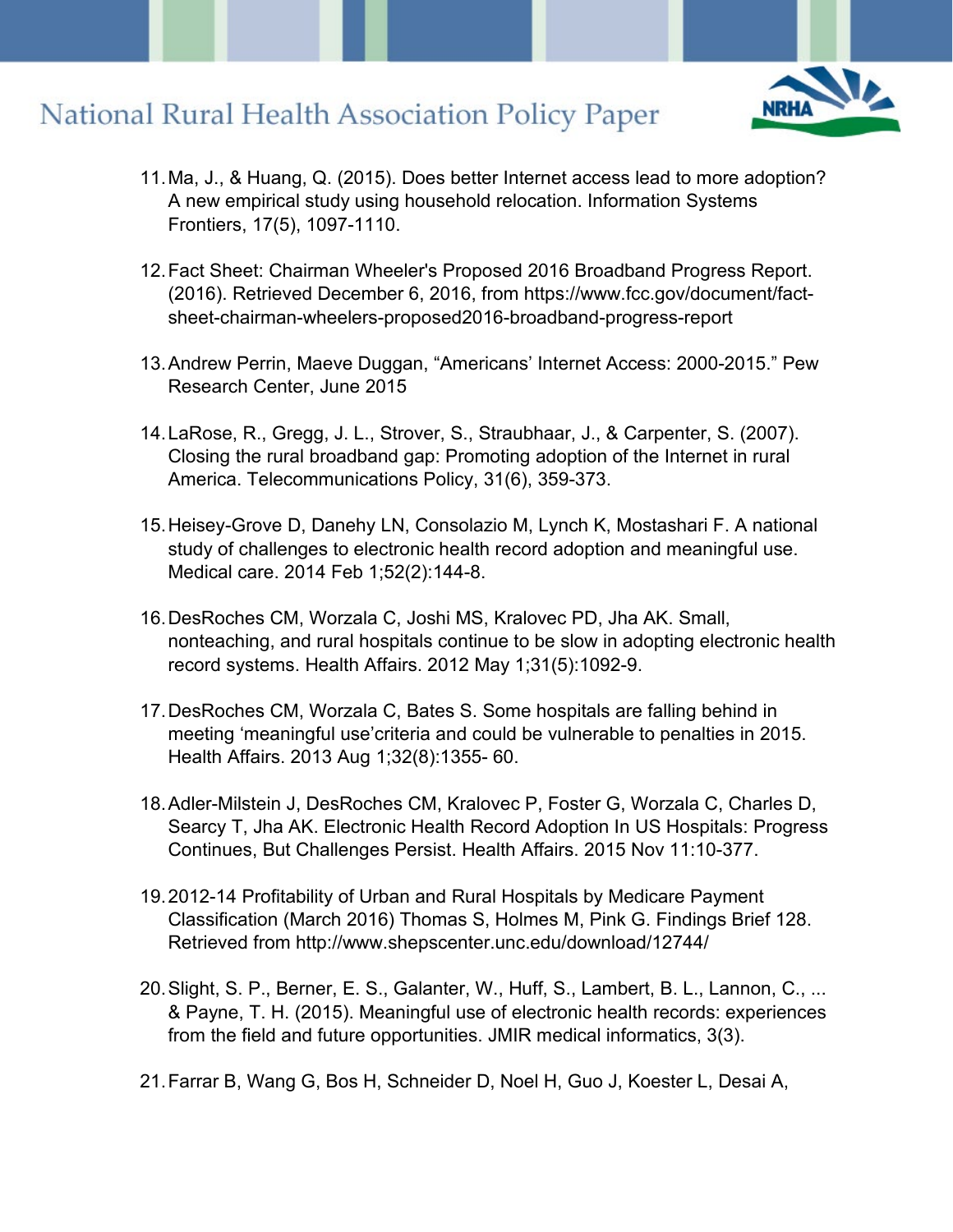11. Ma, J., & Huang, Q. (2015). Does better Internet access lead to more adoption? A new empirical study using household relocation. Information Systems Frontiers, 17(5), 1097-1110.

12. Fact Sheet: Chairman Wheeler's Proposed 2016 Broadband Progress Report. (2016). Retrieved December 6, 2016, from https://www.fcc.gov/document/fact-sheet-chairman-wheelers-proposed2016-broadband-progress-report

13. Andrew Perrin, Maeve Duggan, "Americans' Internet Access: 2000-2015." Pew Research Center, June 2015

14. LaRose, R., Gregg, J. L., Strover, S., Straubhaar, J., & Carpenter, S. (2007). Closing the rural broadband gap: Promoting adoption of the Internet in rural America. Telecommunications Policy, 31(6), 359-373.

15. Heisey-Grove D, Danehy LN, Consolazio M, Lynch K, Mostashari F. A national study of challenges to electronic health record adoption and meaningful use. Medical care. 2014 Feb 1;52(2):144-8.

16. DesRoches CM, Worzala C, Joshi MS, Kralovec PD, Jha AK. Small, nonteaching, and rural hospitals continue to be slow in adopting electronic health record systems. Health Affairs. 2012 May 1;31(5):1092-9.

17. DesRoches CM, Worzala C, Bates S. Some hospitals are falling behind in meeting 'meaningful use'criteria and could be vulnerable to penalties in 2015. Health Affairs. 2013 Aug 1;32(8):1355- 60.

18. Adler-Milstein J, DesRoches CM, Kralovec P, Foster G, Worzala C, Charles D, Searcy T, Jha AK. Electronic Health Record Adoption In US Hospitals: Progress Continues, But Challenges Persist. Health Affairs. 2015 Nov 11:10-377.

19. 2012-14 Profitability of Urban and Rural Hospitals by Medicare Payment Classification (March 2016) Thomas S, Holmes M, Pink G. Findings Brief 128. Retrieved from http://www.shepscenter.unc.edu/download/12744/

20. Slight, S. P., Berner, E. S., Galanter, W., Huff, S., Lambert, B. L., Lannon, C., ... & Payne, T. H. (2015). Meaningful use of electronic health records: experiences from the field and future opportunities. JMIR medical informatics, 3(3).

21. Farrar B, Wang G, Bos H, Schneider D, Noel H, Guo J, Koester L, Desai A,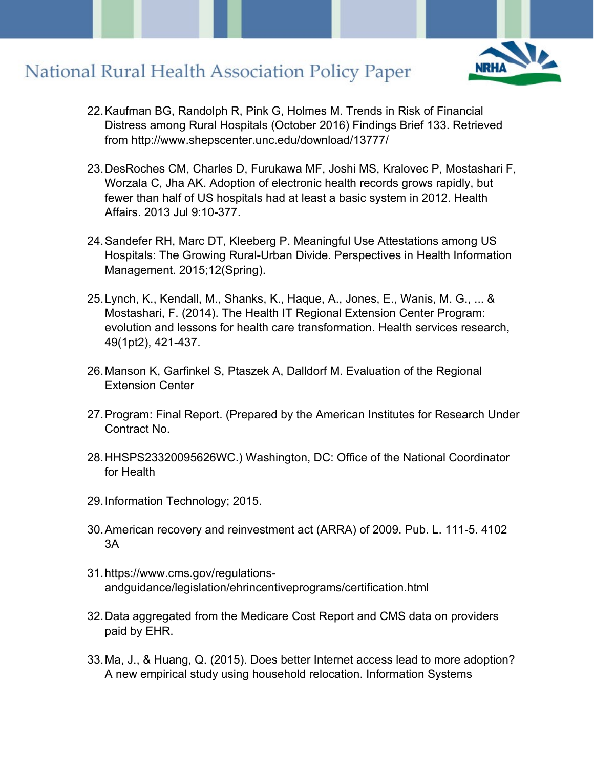22. Kaufman BG, Randolph R, Pink G, Holmes M. Trends in Risk of Financial Distress among Rural Hospitals (October 2016) Findings Brief 133. Retrieved from http://www.shepscenter.unc.edu/download/13777/

23. DesRoches CM, Charles D, Furukawa MF, Joshi MS, Kralovec P, Mostashari F, Worzala C, Jha AK. Adoption of electronic health records grows rapidly, but fewer than half of US hospitals had at least a basic system in 2012. Health Affairs. 2013 Jul 9:10-377.

24. Sandefer RH, Marc DT, Kleeberg P. Meaningful Use Attestations among US Hospitals: The Growing Rural-Urban Divide. Perspectives in Health Information Management. 2015;12(Spring).

25. Lynch, K., Kendall, M., Shanks, K., Haque, A., Jones, E., Wanis, M. G., ... & Mostashari, F. (2014). The Health IT Regional Extension Center Program: evolution and lessons for health care transformation. Health services research, 49(1pt2), 421-437.

26. Manson K, Garfinkel S, Ptaszek A, Dalldorf M. Evaluation of the Regional Extension Center

27. Program: Final Report. (Prepared by the American Institutes for Research Under Contract No.

28. HHSPS23320095626WC.) Washington, DC: Office of the National Coordinator for Health

29. Information Technology; 2015.

30. American recovery and reinvestment act (ARRA) of 2009. Pub. L. 111-5. 4102 3A

31. https://www.cms.gov/regulations-andguidance/legislation/ehrincentiveprograms/certification.html

32. Data aggregated from the Medicare Cost Report and CMS data on providers paid by EHR.

33. Ma, J., & Huang, Q. (2015). Does better Internet access lead to more adoption? A new empirical study using household relocation. Information Systems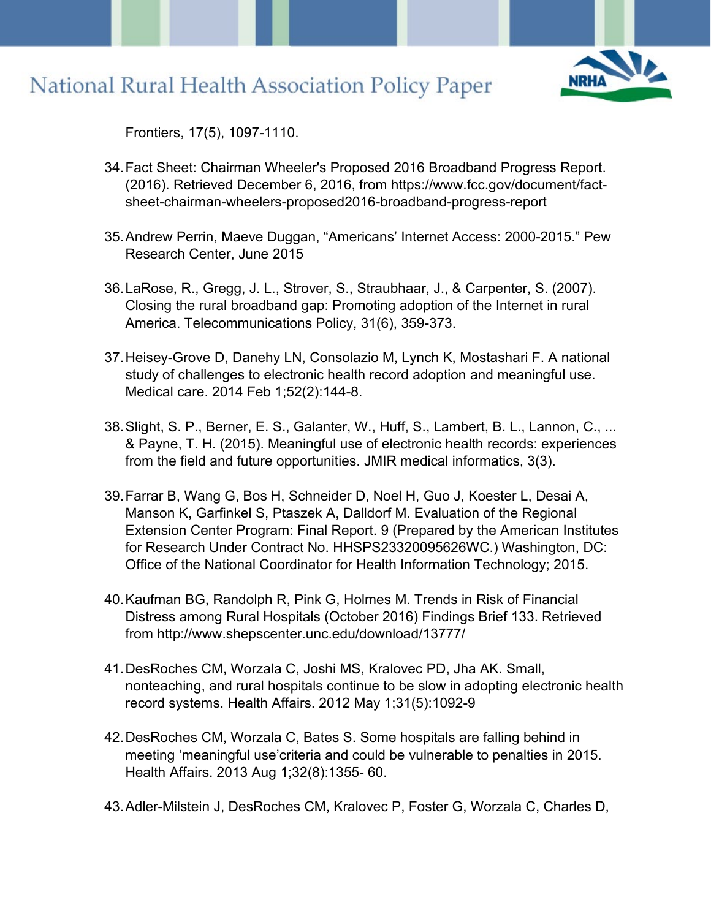Frontiers, 17(5), 1097-1110.

34. Fact Sheet: Chairman Wheeler's Proposed 2016 Broadband Progress Report. (2016). Retrieved December 6, 2016, from https://www.fcc.gov/document/fact-sheet-chairman-wheelers-proposed2016-broadband-progress-report

35. Andrew Perrin, Maeve Duggan, "Americans' Internet Access: 2000-2015." Pew Research Center, June 2015

36. LaRose, R., Gregg, J. L., Strover, S., Straubhaar, J., & Carpenter, S. (2007). Closing the rural broadband gap: Promoting adoption of the Internet in rural America. Telecommunications Policy, 31(6), 359-373.

37. Heisey-Grove D, Danehy LN, Consolazio M, Lynch K, Mostashari F. A national study of challenges to electronic health record adoption and meaningful use. Medical care. 2014 Feb 1;52(2):144-8.

38. Slight, S. P., Berner, E. S., Galanter, W., Huff, S., Lambert, B. L., Lannon, C., ... & Payne, T. H. (2015). Meaningful use of electronic health records: experiences from the field and future opportunities. JMIR medical informatics, 3(3).

39. Farrar B, Wang G, Bos H, Schneider D, Noel H, Guo J, Koester L, Desai A, Manson K, Garfinkel S, Ptaszek A, Dalldorf M. Evaluation of the Regional Extension Center Program: Final Report. 9 (Prepared by the American Institutes for Research Under Contract No. HHSPS23320095626WC.) Washington, DC: Office of the National Coordinator for Health Information Technology; 2015.

40. Kaufman BG, Randolph R, Pink G, Holmes M. Trends in Risk of Financial Distress among Rural Hospitals (October 2016) Findings Brief 133. Retrieved from http://www.shepscenter.unc.edu/download/13777/

41. DesRoches CM, Worzala C, Joshi MS, Kralovec PD, Jha AK. Small, nonteaching, and rural hospitals continue to be slow in adopting electronic health record systems. Health Affairs. 2012 May 1;31(5):1092-9

42. DesRoches CM, Worzala C, Bates S. Some hospitals are falling behind in meeting 'meaningful use'criteria and could be vulnerable to penalties in 2015. Health Affairs. 2013 Aug 1;32(8):1355- 60.

43. Adler-Milstein J, DesRoches CM, Kralovec P, Foster G, Worzala C, Charles D,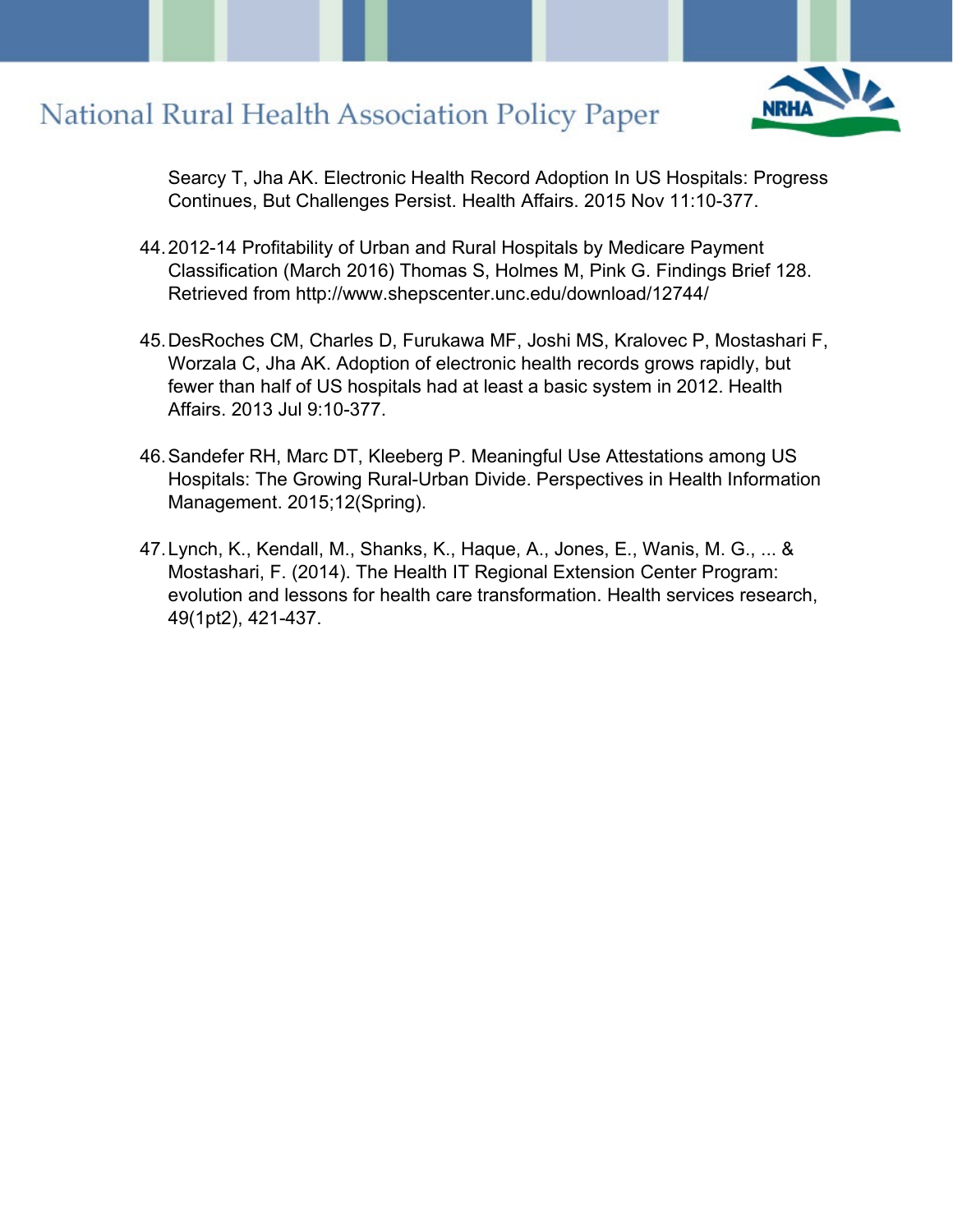Searcy T, Jha AK. Electronic Health Record Adoption In US Hospitals: Progress Continues, But Challenges Persist. Health Affairs. 2015 Nov 11:10-377.

44. 2012-14 Profitability of Urban and Rural Hospitals by Medicare Payment Classification (March 2016) Thomas S, Holmes M, Pink G. Findings Brief 128. Retrieved from http://www.shepscenter.unc.edu/download/12744/

45. DesRoches CM, Charles D, Furukawa MF, Joshi MS, Kralovec P, Mostashari F, Worzala C, Jha AK. Adoption of electronic health records grows rapidly, but fewer than half of US hospitals had at least a basic system in 2012. Health Affairs. 2013 Jul 9:10-377.

46. Sandefer RH, Marc DT, Kleeberg P. Meaningful Use Attestations among US Hospitals: The Growing Rural-Urban Divide. Perspectives in Health Information Management. 2015;12(Spring).

47. Lynch, K., Kendall, M., Shanks, K., Haque, A., Jones, E., Wanis, M. G., ... & Mostashari, F. (2014). The Health IT Regional Extension Center Program: evolution and lessons for health care transformation. Health services research, 49(1pt2), 421-437.